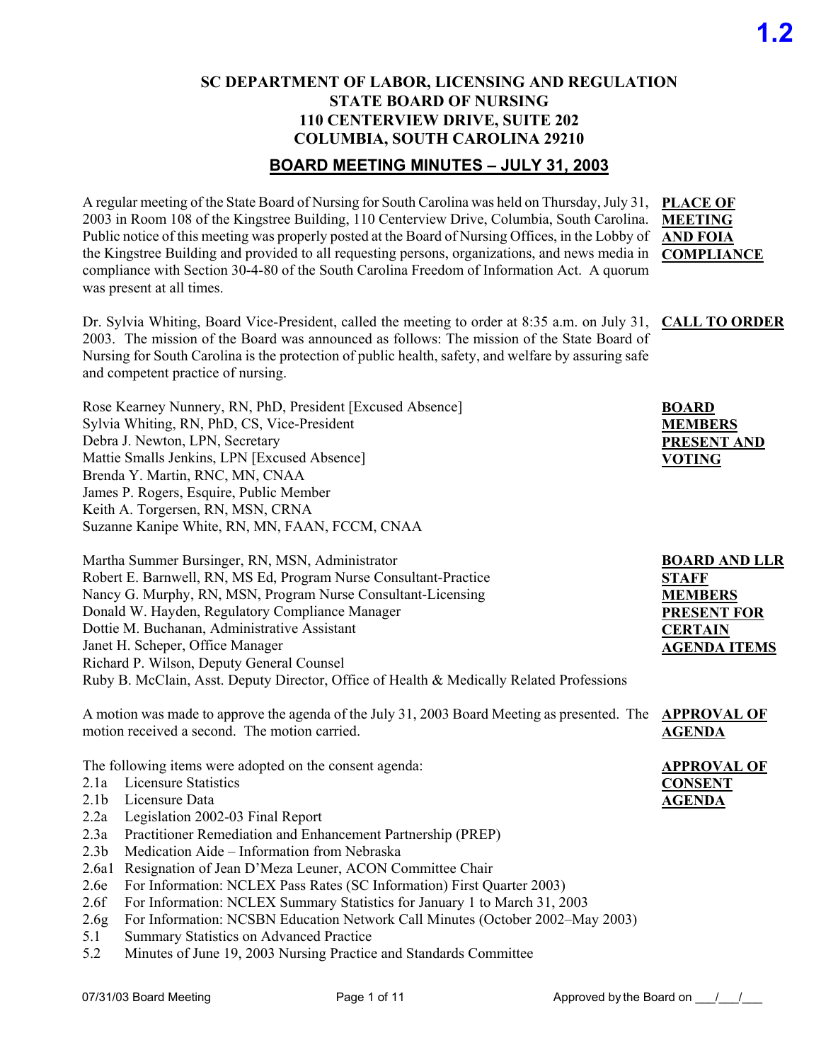**1.2**

# SC DEPARTMENT OF LABOR, LICENSING AND REGULATION
# STATE BOARD OF NURSING
# 110 CENTERVIEW DRIVE, SUITE 202
# COLUMBIA, SOUTH CAROLINA 29210

## BOARD MEETING MINUTES – JULY 31, 2003

**PLACE OF MEETING AND FOIA COMPLIANCE**

A regular meeting of the State Board of Nursing for South Carolina was held on Thursday, July 31, 2003 in Room 108 of the Kingstree Building, 110 Centerview Drive, Columbia, South Carolina. Public notice of this meeting was properly posted at the Board of Nursing Offices, in the Lobby of the Kingstree Building and provided to all requesting persons, organizations, and news media in compliance with Section 30-4-80 of the South Carolina Freedom of Information Act. A quorum was present at all times.

**CALL TO ORDER**

Dr. Sylvia Whiting, Board Vice-President, called the meeting to order at 8:35 a.m. on July 31, 2003. The mission of the Board was announced as follows: The mission of the State Board of Nursing for South Carolina is the protection of public health, safety, and welfare by assuring safe and competent practice of nursing.

**BOARD MEMBERS PRESENT AND VOTING**

Rose Kearney Nunnery, RN, PhD, President [Excused Absence]
Sylvia Whiting, RN, PhD, CS, Vice-President
Debra J. Newton, LPN, Secretary
Mattie Smalls Jenkins, LPN [Excused Absence]
Brenda Y. Martin, RNC, MN, CNAA
James P. Rogers, Esquire, Public Member
Keith A. Torgersen, RN, MSN, CRNA
Suzanne Kanipe White, RN, MN, FAAN, FCCM, CNAA

**BOARD AND LLR STAFF MEMBERS PRESENT FOR CERTAIN AGENDA ITEMS**

Martha Summer Bursinger, RN, MSN, Administrator
Robert E. Barnwell, RN, MS Ed, Program Nurse Consultant-Practice
Nancy G. Murphy, RN, MSN, Program Nurse Consultant-Licensing
Donald W. Hayden, Regulatory Compliance Manager
Dottie M. Buchanan, Administrative Assistant
Janet H. Scheper, Office Manager
Richard P. Wilson, Deputy General Counsel
Ruby B. McClain, Asst. Deputy Director, Office of Health & Medically Related Professions

**APPROVAL OF AGENDA**

A motion was made to approve the agenda of the July 31, 2003 Board Meeting as presented. The motion received a second. The motion carried.

**APPROVAL OF CONSENT AGENDA**

The following items were adopted on the consent agenda:

- 2.1a Licensure Statistics
- 2.1b Licensure Data
- 2.2a Legislation 2002-03 Final Report
- 2.3a Practitioner Remediation and Enhancement Partnership (PREP)
- 2.3b Medication Aide – Information from Nebraska
- 2.6a1 Resignation of Jean D'Meza Leuner, ACON Committee Chair
- 2.6e For Information: NCLEX Pass Rates (SC Information) First Quarter 2003)
- 2.6f For Information: NCLEX Summary Statistics for January 1 to March 31, 2003
- 2.6g For Information: NCSBN Education Network Call Minutes (October 2002–May 2003)
- 5.1 Summary Statistics on Advanced Practice
- 5.2 Minutes of June 19, 2003 Nursing Practice and Standards Committee

Approved by the Board on ___/___/___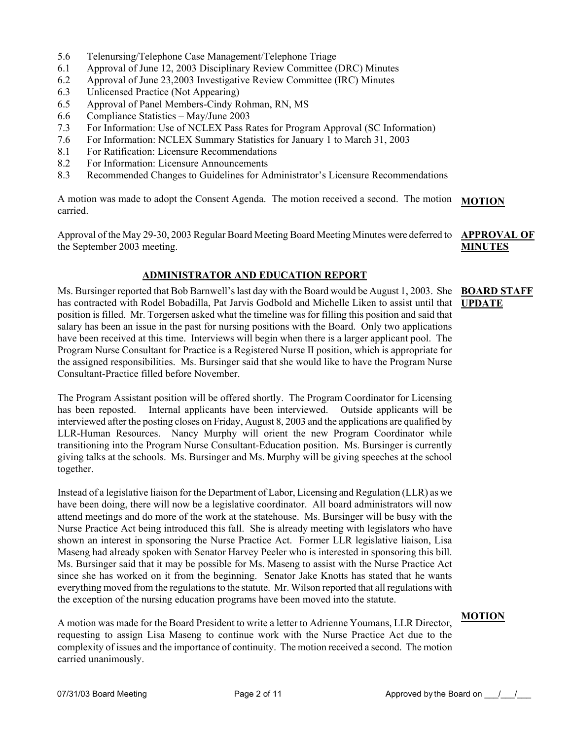5.6 Telenursing/Telephone Case Management/Telephone Triage
6.1 Approval of June 12, 2003 Disciplinary Review Committee (DRC) Minutes
6.2 Approval of June 23,2003 Investigative Review Committee (IRC) Minutes
6.3 Unlicensed Practice (Not Appearing)
6.5 Approval of Panel Members-Cindy Rohman, RN, MS
6.6 Compliance Statistics – May/June 2003
7.3 For Information: Use of NCLEX Pass Rates for Program Approval (SC Information)
7.6 For Information: NCLEX Summary Statistics for January 1 to March 31, 2003
8.1 For Ratification: Licensure Recommendations
8.2 For Information: Licensure Announcements
8.3 Recommended Changes to Guidelines for Administrator's Licensure Recommendations

**MOTION**

A motion was made to adopt the Consent Agenda. The motion received a second. The motion carried.

**APPROVAL OF MINUTES**

Approval of the May 29-30, 2003 Regular Board Meeting Board Meeting Minutes were deferred to the September 2003 meeting.

## ADMINISTRATOR AND EDUCATION REPORT

**BOARD STAFF UPDATE**

Ms. Bursinger reported that Bob Barnwell's last day with the Board would be August 1, 2003. She has contracted with Rodel Bobadilla, Pat Jarvis Godbold and Michelle Liken to assist until that position is filled. Mr. Torgersen asked what the timeline was for filling this position and said that salary has been an issue in the past for nursing positions with the Board. Only two applications have been received at this time. Interviews will begin when there is a larger applicant pool. The Program Nurse Consultant for Practice is a Registered Nurse II position, which is appropriate for the assigned responsibilities. Ms. Bursinger said that she would like to have the Program Nurse Consultant-Practice filled before November.

The Program Assistant position will be offered shortly. The Program Coordinator for Licensing has been reposted. Internal applicants have been interviewed. Outside applicants will be interviewed after the posting closes on Friday, August 8, 2003 and the applications are qualified by LLR-Human Resources. Nancy Murphy will orient the new Program Coordinator while transitioning into the Program Nurse Consultant-Education position. Ms. Bursinger is currently giving talks at the schools. Ms. Bursinger and Ms. Murphy will be giving speeches at the school together.

Instead of a legislative liaison for the Department of Labor, Licensing and Regulation (LLR) as we have been doing, there will now be a legislative coordinator. All board administrators will now attend meetings and do more of the work at the statehouse. Ms. Bursinger will be busy with the Nurse Practice Act being introduced this fall. She is already meeting with legislators who have shown an interest in sponsoring the Nurse Practice Act. Former LLR legislative liaison, Lisa Maseng had already spoken with Senator Harvey Peeler who is interested in sponsoring this bill. Ms. Bursinger said that it may be possible for Ms. Maseng to assist with the Nurse Practice Act since she has worked on it from the beginning. Senator Jake Knotts has stated that he wants everything moved from the regulations to the statute. Mr. Wilson reported that all regulations with the exception of the nursing education programs have been moved into the statute.

**MOTION**

A motion was made for the Board President to write a letter to Adrienne Youmans, LLR Director, requesting to assign Lisa Maseng to continue work with the Nurse Practice Act due to the complexity of issues and the importance of continuity. The motion received a second. The motion carried unanimously.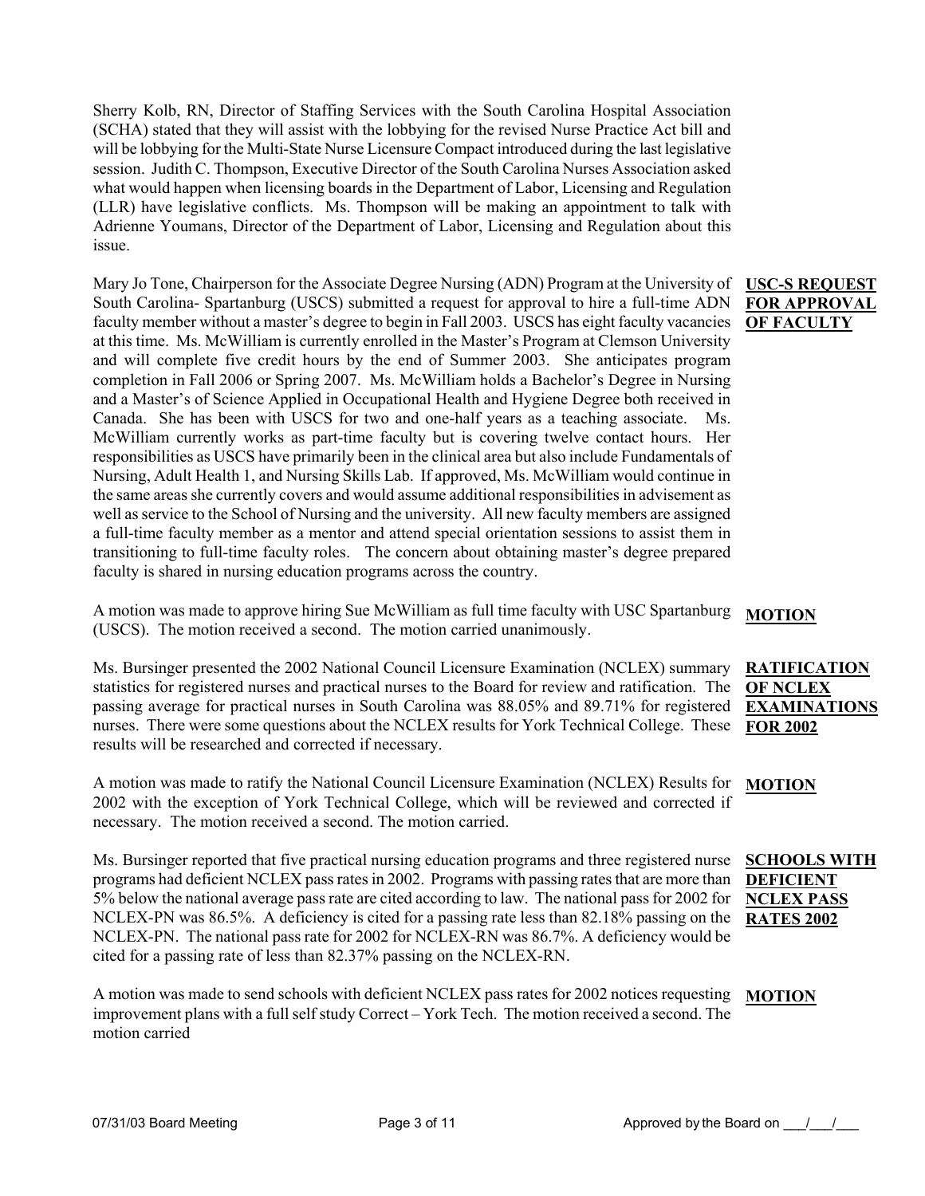Sherry Kolb, RN, Director of Staffing Services with the South Carolina Hospital Association (SCHA) stated that they will assist with the lobbying for the revised Nurse Practice Act bill and will be lobbying for the Multi-State Nurse Licensure Compact introduced during the last legislative session. Judith C. Thompson, Executive Director of the South Carolina Nurses Association asked what would happen when licensing boards in the Department of Labor, Licensing and Regulation (LLR) have legislative conflicts. Ms. Thompson will be making an appointment to talk with Adrienne Youmans, Director of the Department of Labor, Licensing and Regulation about this issue.

**USC-S REQUEST FOR APPROVAL OF FACULTY**

Mary Jo Tone, Chairperson for the Associate Degree Nursing (ADN) Program at the University of South Carolina- Spartanburg (USCS) submitted a request for approval to hire a full-time ADN faculty member without a master's degree to begin in Fall 2003. USCS has eight faculty vacancies at this time. Ms. McWilliam is currently enrolled in the Master's Program at Clemson University and will complete five credit hours by the end of Summer 2003. She anticipates program completion in Fall 2006 or Spring 2007. Ms. McWilliam holds a Bachelor's Degree in Nursing and a Master's of Science Applied in Occupational Health and Hygiene Degree both received in Canada. She has been with USCS for two and one-half years as a teaching associate. Ms. McWilliam currently works as part-time faculty but is covering twelve contact hours. Her responsibilities as USCS have primarily been in the clinical area but also include Fundamentals of Nursing, Adult Health 1, and Nursing Skills Lab. If approved, Ms. McWilliam would continue in the same areas she currently covers and would assume additional responsibilities in advisement as well as service to the School of Nursing and the university. All new faculty members are assigned a full-time faculty member as a mentor and attend special orientation sessions to assist them in transitioning to full-time faculty roles. The concern about obtaining master's degree prepared faculty is shared in nursing education programs across the country.

**MOTION**

A motion was made to approve hiring Sue McWilliam as full time faculty with USC Spartanburg (USCS). The motion received a second. The motion carried unanimously.

**RATIFICATION OF NCLEX EXAMINATIONS FOR 2002**

Ms. Bursinger presented the 2002 National Council Licensure Examination (NCLEX) summary statistics for registered nurses and practical nurses to the Board for review and ratification. The passing average for practical nurses in South Carolina was 88.05% and 89.71% for registered nurses. There were some questions about the NCLEX results for York Technical College. These results will be researched and corrected if necessary.

**MOTION**

A motion was made to ratify the National Council Licensure Examination (NCLEX) Results for 2002 with the exception of York Technical College, which will be reviewed and corrected if necessary. The motion received a second. The motion carried.

**SCHOOLS WITH DEFICIENT NCLEX PASS RATES 2002**

Ms. Bursinger reported that five practical nursing education programs and three registered nurse programs had deficient NCLEX pass rates in 2002. Programs with passing rates that are more than 5% below the national average pass rate are cited according to law. The national pass for 2002 for NCLEX-PN was 86.5%. A deficiency is cited for a passing rate less than 82.18% passing on the NCLEX-PN. The national pass rate for 2002 for NCLEX-RN was 86.7%. A deficiency would be cited for a passing rate of less than 82.37% passing on the NCLEX-RN.

**MOTION**

A motion was made to send schools with deficient NCLEX pass rates for 2002 notices requesting improvement plans with a full self study Correct – York Tech. The motion received a second. The motion carried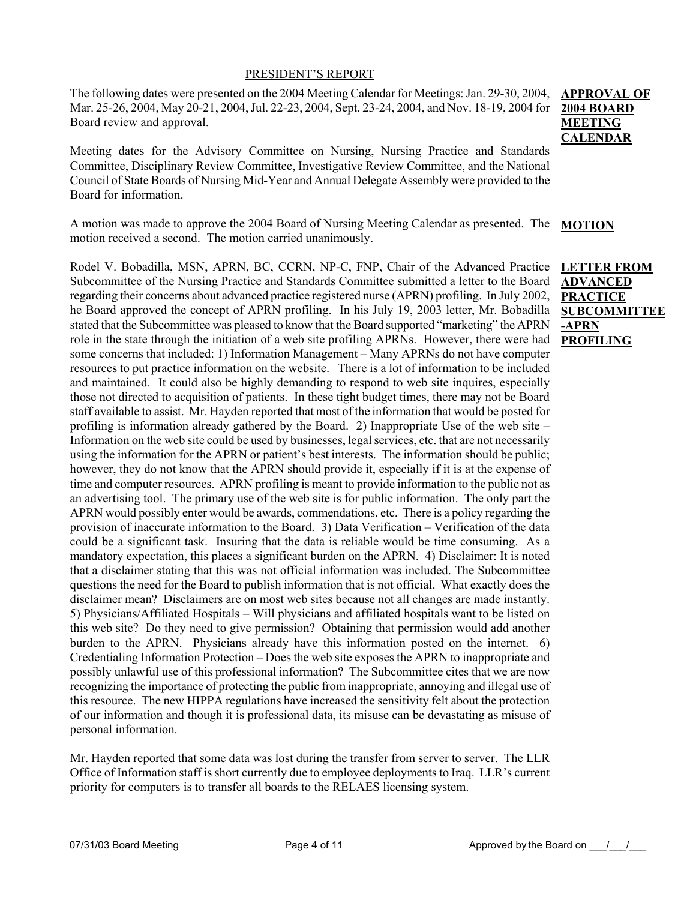## PRESIDENT'S REPORT

**APPROVAL OF 2004 BOARD MEETING CALENDAR**

The following dates were presented on the 2004 Meeting Calendar for Meetings: Jan. 29-30, 2004, Mar. 25-26, 2004, May 20-21, 2004, Jul. 22-23, 2004, Sept. 23-24, 2004, and Nov. 18-19, 2004 for Board review and approval.

Meeting dates for the Advisory Committee on Nursing, Nursing Practice and Standards Committee, Disciplinary Review Committee, Investigative Review Committee, and the National Council of State Boards of Nursing Mid-Year and Annual Delegate Assembly were provided to the Board for information.

**MOTION**

A motion was made to approve the 2004 Board of Nursing Meeting Calendar as presented. The motion received a second. The motion carried unanimously.

**LETTER FROM ADVANCED PRACTICE SUBCOMMITTEE -APRN PROFILING**

Rodel V. Bobadilla, MSN, APRN, BC, CCRN, NP-C, FNP, Chair of the Advanced Practice Subcommittee of the Nursing Practice and Standards Committee submitted a letter to the Board regarding their concerns about advanced practice registered nurse (APRN) profiling. In July 2002, he Board approved the concept of APRN profiling. In his July 19, 2003 letter, Mr. Bobadilla stated that the Subcommittee was pleased to know that the Board supported "marketing" the APRN role in the state through the initiation of a web site profiling APRNs. However, there were had some concerns that included: 1) Information Management – Many APRNs do not have computer resources to put practice information on the website. There is a lot of information to be included and maintained. It could also be highly demanding to respond to web site inquires, especially those not directed to acquisition of patients. In these tight budget times, there may not be Board staff available to assist. Mr. Hayden reported that most of the information that would be posted for profiling is information already gathered by the Board. 2) Inappropriate Use of the web site – Information on the web site could be used by businesses, legal services, etc. that are not necessarily using the information for the APRN or patient's best interests. The information should be public; however, they do not know that the APRN should provide it, especially if it is at the expense of time and computer resources. APRN profiling is meant to provide information to the public not as an advertising tool. The primary use of the web site is for public information. The only part the APRN would possibly enter would be awards, commendations, etc. There is a policy regarding the provision of inaccurate information to the Board. 3) Data Verification – Verification of the data could be a significant task. Insuring that the data is reliable would be time consuming. As a mandatory expectation, this places a significant burden on the APRN. 4) Disclaimer: It is noted that a disclaimer stating that this was not official information was included. The Subcommittee questions the need for the Board to publish information that is not official. What exactly does the disclaimer mean? Disclaimers are on most web sites because not all changes are made instantly. 5) Physicians/Affiliated Hospitals – Will physicians and affiliated hospitals want to be listed on this web site? Do they need to give permission? Obtaining that permission would add another burden to the APRN. Physicians already have this information posted on the internet. 6) Credentialing Information Protection – Does the web site exposes the APRN to inappropriate and possibly unlawful use of this professional information? The Subcommittee cites that we are now recognizing the importance of protecting the public from inappropriate, annoying and illegal use of this resource. The new HIPPA regulations have increased the sensitivity felt about the protection of our information and though it is professional data, its misuse can be devastating as misuse of personal information.

Mr. Hayden reported that some data was lost during the transfer from server to server. The LLR Office of Information staff is short currently due to employee deployments to Iraq. LLR's current priority for computers is to transfer all boards to the RELAES licensing system.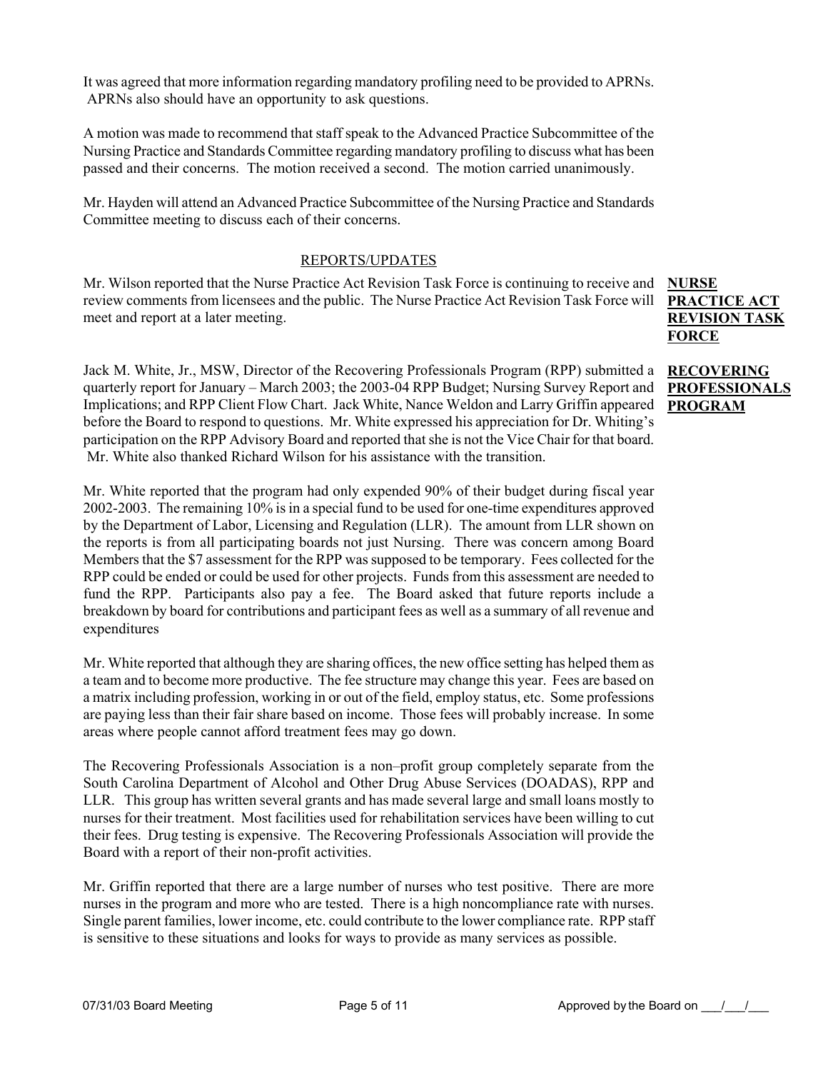It was agreed that more information regarding mandatory profiling need to be provided to APRNs. APRNs also should have an opportunity to ask questions.

A motion was made to recommend that staff speak to the Advanced Practice Subcommittee of the Nursing Practice and Standards Committee regarding mandatory profiling to discuss what has been passed and their concerns. The motion received a second. The motion carried unanimously.

Mr. Hayden will attend an Advanced Practice Subcommittee of the Nursing Practice and Standards Committee meeting to discuss each of their concerns.

## REPORTS/UPDATES

**NURSE PRACTICE ACT REVISION TASK FORCE**

Mr. Wilson reported that the Nurse Practice Act Revision Task Force is continuing to receive and review comments from licensees and the public. The Nurse Practice Act Revision Task Force will meet and report at a later meeting.

**RECOVERING PROFESSIONALS PROGRAM**

Jack M. White, Jr., MSW, Director of the Recovering Professionals Program (RPP) submitted a quarterly report for January – March 2003; the 2003-04 RPP Budget; Nursing Survey Report and Implications; and RPP Client Flow Chart. Jack White, Nance Weldon and Larry Griffin appeared before the Board to respond to questions. Mr. White expressed his appreciation for Dr. Whiting's participation on the RPP Advisory Board and reported that she is not the Vice Chair for that board. Mr. White also thanked Richard Wilson for his assistance with the transition.

Mr. White reported that the program had only expended 90% of their budget during fiscal year 2002-2003. The remaining 10% is in a special fund to be used for one-time expenditures approved by the Department of Labor, Licensing and Regulation (LLR). The amount from LLR shown on the reports is from all participating boards not just Nursing. There was concern among Board Members that the $7 assessment for the RPP was supposed to be temporary. Fees collected for the RPP could be ended or could be used for other projects. Funds from this assessment are needed to fund the RPP. Participants also pay a fee. The Board asked that future reports include a breakdown by board for contributions and participant fees as well as a summary of all revenue and expenditures

Mr. White reported that although they are sharing offices, the new office setting has helped them as a team and to become more productive. The fee structure may change this year. Fees are based on a matrix including profession, working in or out of the field, employ status, etc. Some professions are paying less than their fair share based on income. Those fees will probably increase. In some areas where people cannot afford treatment fees may go down.

The Recovering Professionals Association is a non–profit group completely separate from the South Carolina Department of Alcohol and Other Drug Abuse Services (DOADAS), RPP and LLR. This group has written several grants and has made several large and small loans mostly to nurses for their treatment. Most facilities used for rehabilitation services have been willing to cut their fees. Drug testing is expensive. The Recovering Professionals Association will provide the Board with a report of their non-profit activities.

Mr. Griffin reported that there are a large number of nurses who test positive. There are more nurses in the program and more who are tested. There is a high noncompliance rate with nurses. Single parent families, lower income, etc. could contribute to the lower compliance rate. RPP staff is sensitive to these situations and looks for ways to provide as many services as possible.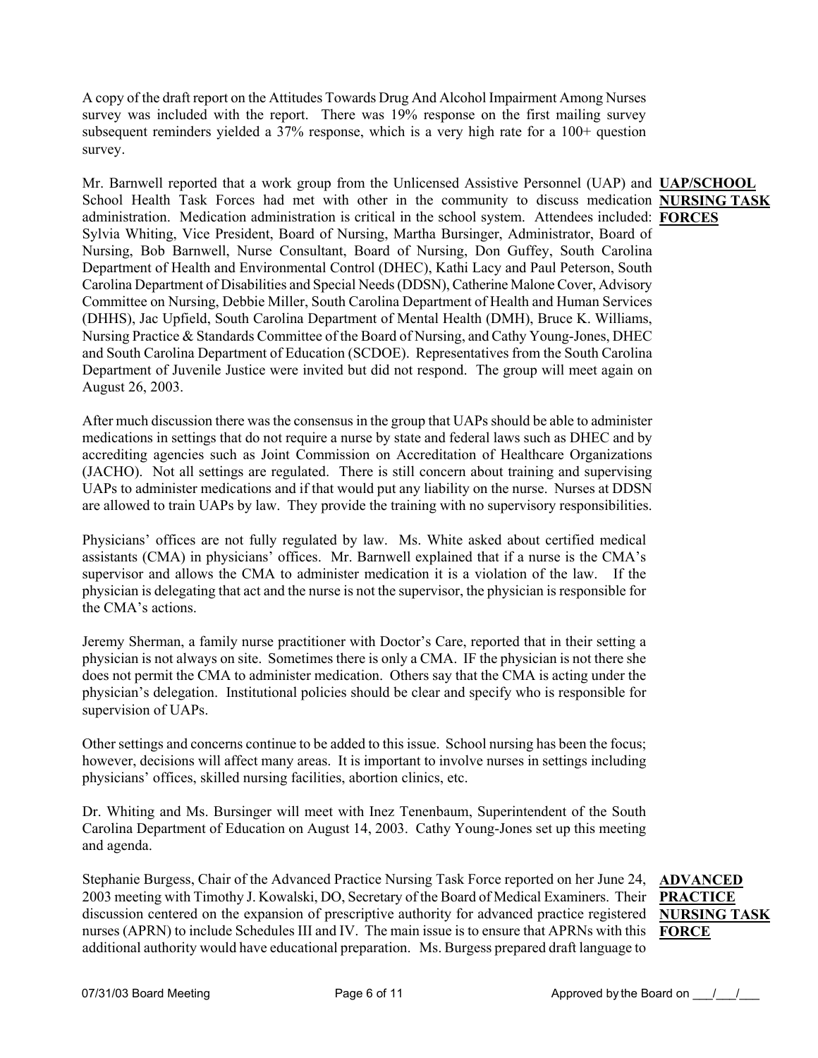A copy of the draft report on the Attitudes Towards Drug And Alcohol Impairment Among Nurses survey was included with the report. There was 19% response on the first mailing survey subsequent reminders yielded a 37% response, which is a very high rate for a 100+ question survey.

**UAP/SCHOOL NURSING TASK FORCES**

Mr. Barnwell reported that a work group from the Unlicensed Assistive Personnel (UAP) and School Health Task Forces had met with other in the community to discuss medication administration. Medication administration is critical in the school system. Attendees included: Sylvia Whiting, Vice President, Board of Nursing, Martha Bursinger, Administrator, Board of Nursing, Bob Barnwell, Nurse Consultant, Board of Nursing, Don Guffey, South Carolina Department of Health and Environmental Control (DHEC), Kathi Lacy and Paul Peterson, South Carolina Department of Disabilities and Special Needs (DDSN), Catherine Malone Cover, Advisory Committee on Nursing, Debbie Miller, South Carolina Department of Health and Human Services (DHHS), Jac Upfield, South Carolina Department of Mental Health (DMH), Bruce K. Williams, Nursing Practice & Standards Committee of the Board of Nursing, and Cathy Young-Jones, DHEC and South Carolina Department of Education (SCDOE). Representatives from the South Carolina Department of Juvenile Justice were invited but did not respond. The group will meet again on August 26, 2003.

After much discussion there was the consensus in the group that UAPs should be able to administer medications in settings that do not require a nurse by state and federal laws such as DHEC and by accrediting agencies such as Joint Commission on Accreditation of Healthcare Organizations (JACHO). Not all settings are regulated. There is still concern about training and supervising UAPs to administer medications and if that would put any liability on the nurse. Nurses at DDSN are allowed to train UAPs by law. They provide the training with no supervisory responsibilities.

Physicians' offices are not fully regulated by law. Ms. White asked about certified medical assistants (CMA) in physicians' offices. Mr. Barnwell explained that if a nurse is the CMA's supervisor and allows the CMA to administer medication it is a violation of the law. If the physician is delegating that act and the nurse is not the supervisor, the physician is responsible for the CMA's actions.

Jeremy Sherman, a family nurse practitioner with Doctor's Care, reported that in their setting a physician is not always on site. Sometimes there is only a CMA. IF the physician is not there she does not permit the CMA to administer medication. Others say that the CMA is acting under the physician's delegation. Institutional policies should be clear and specify who is responsible for supervision of UAPs.

Other settings and concerns continue to be added to this issue. School nursing has been the focus; however, decisions will affect many areas. It is important to involve nurses in settings including physicians' offices, skilled nursing facilities, abortion clinics, etc.

Dr. Whiting and Ms. Bursinger will meet with Inez Tenenbaum, Superintendent of the South Carolina Department of Education on August 14, 2003. Cathy Young-Jones set up this meeting and agenda.

**ADVANCED PRACTICE NURSING TASK FORCE**

Stephanie Burgess, Chair of the Advanced Practice Nursing Task Force reported on her June 24, 2003 meeting with Timothy J. Kowalski, DO, Secretary of the Board of Medical Examiners. Their discussion centered on the expansion of prescriptive authority for advanced practice registered nurses (APRN) to include Schedules III and IV. The main issue is to ensure that APRNs with this additional authority would have educational preparation. Ms. Burgess prepared draft language to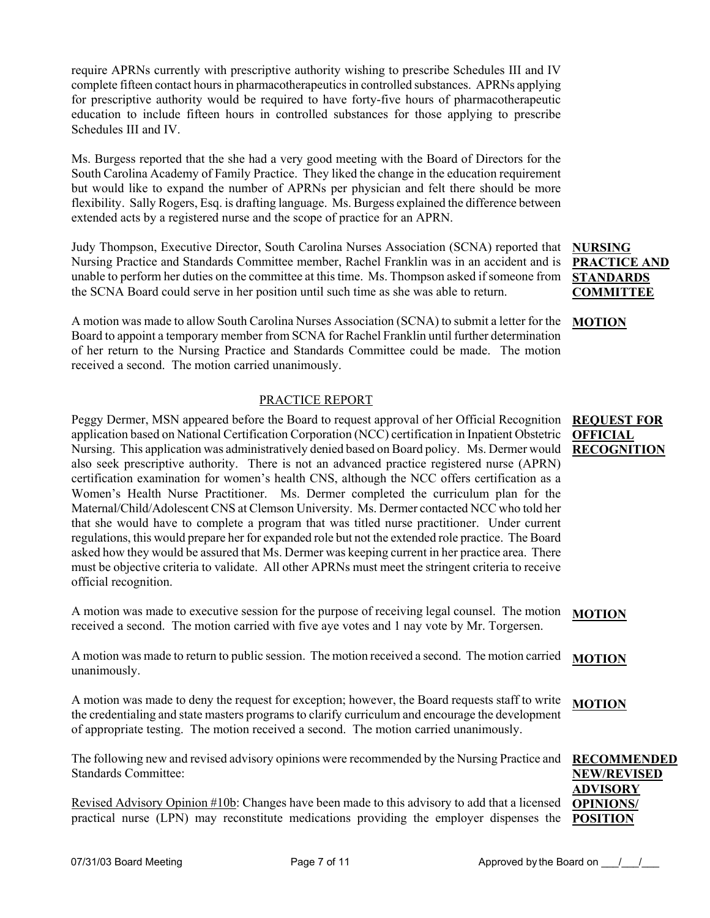require APRNs currently with prescriptive authority wishing to prescribe Schedules III and IV complete fifteen contact hours in pharmacotherapeutics in controlled substances. APRNs applying for prescriptive authority would be required to have forty-five hours of pharmacotherapeutic education to include fifteen hours in controlled substances for those applying to prescribe Schedules III and IV.

Ms. Burgess reported that the she had a very good meeting with the Board of Directors for the South Carolina Academy of Family Practice. They liked the change in the education requirement but would like to expand the number of APRNs per physician and felt there should be more flexibility. Sally Rogers, Esq. is drafting language. Ms. Burgess explained the difference between extended acts by a registered nurse and the scope of practice for an APRN.

**NURSING PRACTICE AND STANDARDS COMMITTEE**

Judy Thompson, Executive Director, South Carolina Nurses Association (SCNA) reported that Nursing Practice and Standards Committee member, Rachel Franklin was in an accident and is unable to perform her duties on the committee at this time. Ms. Thompson asked if someone from the SCNA Board could serve in her position until such time as she was able to return.

**MOTION**

A motion was made to allow South Carolina Nurses Association (SCNA) to submit a letter for the Board to appoint a temporary member from SCNA for Rachel Franklin until further determination of her return to the Nursing Practice and Standards Committee could be made. The motion received a second. The motion carried unanimously.

## PRACTICE REPORT

**REQUEST FOR OFFICIAL RECOGNITION**

Peggy Dermer, MSN appeared before the Board to request approval of her Official Recognition application based on National Certification Corporation (NCC) certification in Inpatient Obstetric Nursing. This application was administratively denied based on Board policy. Ms. Dermer would also seek prescriptive authority. There is not an advanced practice registered nurse (APRN) certification examination for women's health CNS, although the NCC offers certification as a Women's Health Nurse Practitioner. Ms. Dermer completed the curriculum plan for the Maternal/Child/Adolescent CNS at Clemson University. Ms. Dermer contacted NCC who told her that she would have to complete a program that was titled nurse practitioner. Under current regulations, this would prepare her for expanded role but not the extended role practice. The Board asked how they would be assured that Ms. Dermer was keeping current in her practice area. There must be objective criteria to validate. All other APRNs must meet the stringent criteria to receive official recognition.

**MOTION**

A motion was made to executive session for the purpose of receiving legal counsel. The motion received a second. The motion carried with five aye votes and 1 nay vote by Mr. Torgersen.

**MOTION**

A motion was made to return to public session. The motion received a second. The motion carried unanimously.

**MOTION**

A motion was made to deny the request for exception; however, the Board requests staff to write the credentialing and state masters programs to clarify curriculum and encourage the development of appropriate testing. The motion received a second. The motion carried unanimously.

**RECOMMENDED NEW/REVISED ADVISORY OPINIONS/ POSITION**

The following new and revised advisory opinions were recommended by the Nursing Practice and Standards Committee:

Revised Advisory Opinion #10b: Changes have been made to this advisory to add that a licensed practical nurse (LPN) may reconstitute medications providing the employer dispenses the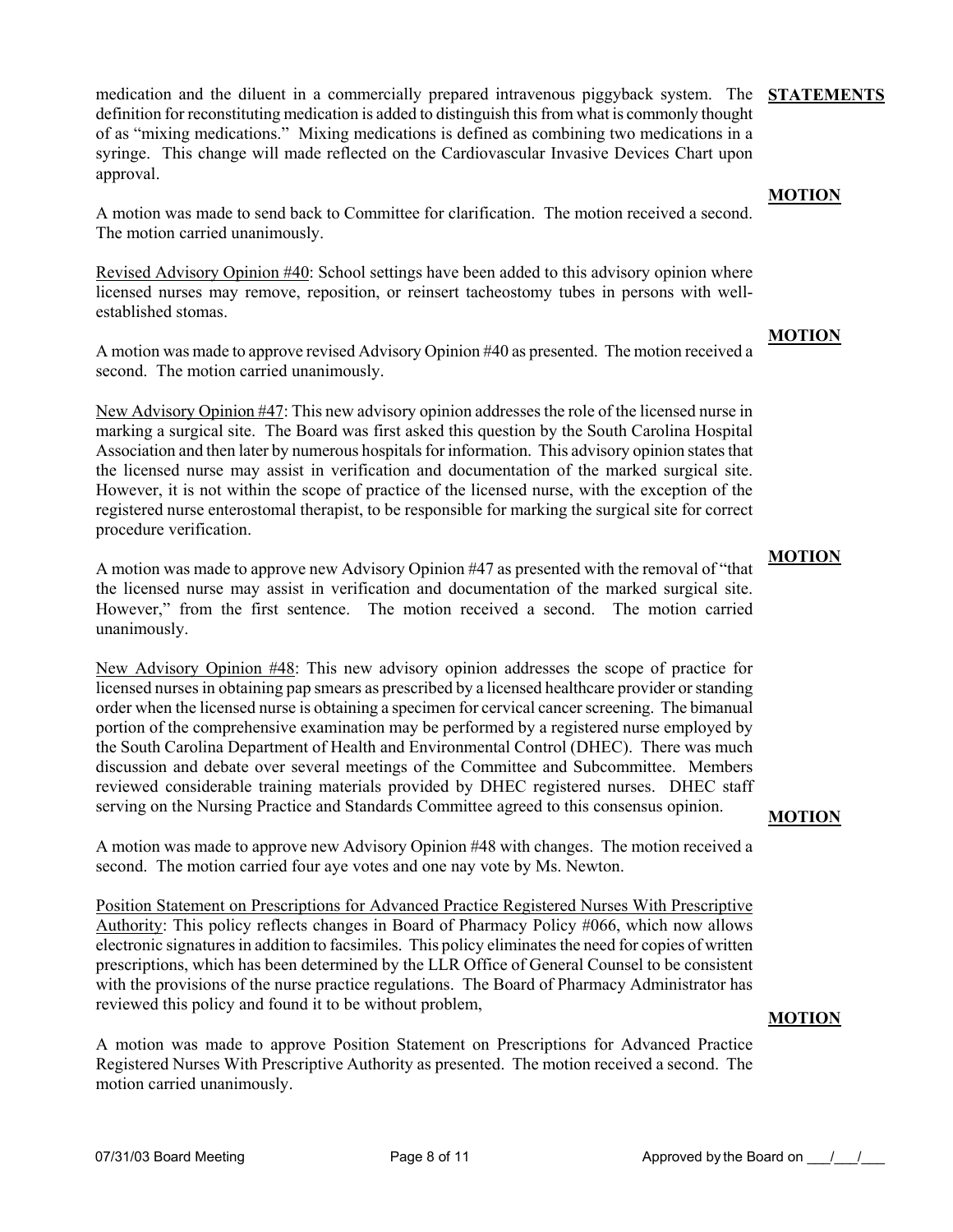medication and the diluent in a commercially prepared intravenous piggyback system. The definition for reconstituting medication is added to distinguish this from what is commonly thought of as "mixing medications." Mixing medications is defined as combining two medications in a syringe. This change will made reflected on the Cardiovascular Invasive Devices Chart upon approval.

**STATEMENTS**

**MOTION**

A motion was made to send back to Committee for clarification. The motion received a second. The motion carried unanimously.

Revised Advisory Opinion #40: School settings have been added to this advisory opinion where licensed nurses may remove, reposition, or reinsert tacheostomy tubes in persons with well-established stomas.

**MOTION**

A motion was made to approve revised Advisory Opinion #40 as presented. The motion received a second. The motion carried unanimously.

New Advisory Opinion #47: This new advisory opinion addresses the role of the licensed nurse in marking a surgical site. The Board was first asked this question by the South Carolina Hospital Association and then later by numerous hospitals for information. This advisory opinion states that the licensed nurse may assist in verification and documentation of the marked surgical site. However, it is not within the scope of practice of the licensed nurse, with the exception of the registered nurse enterostomal therapist, to be responsible for marking the surgical site for correct procedure verification.

**MOTION**

A motion was made to approve new Advisory Opinion #47 as presented with the removal of "that the licensed nurse may assist in verification and documentation of the marked surgical site. However," from the first sentence. The motion received a second. The motion carried unanimously.

New Advisory Opinion #48: This new advisory opinion addresses the scope of practice for licensed nurses in obtaining pap smears as prescribed by a licensed healthcare provider or standing order when the licensed nurse is obtaining a specimen for cervical cancer screening. The bimanual portion of the comprehensive examination may be performed by a registered nurse employed by the South Carolina Department of Health and Environmental Control (DHEC). There was much discussion and debate over several meetings of the Committee and Subcommittee. Members reviewed considerable training materials provided by DHEC registered nurses. DHEC staff serving on the Nursing Practice and Standards Committee agreed to this consensus opinion.

**MOTION**

A motion was made to approve new Advisory Opinion #48 with changes. The motion received a second. The motion carried four aye votes and one nay vote by Ms. Newton.

Position Statement on Prescriptions for Advanced Practice Registered Nurses With Prescriptive Authority: This policy reflects changes in Board of Pharmacy Policy #066, which now allows electronic signatures in addition to facsimiles. This policy eliminates the need for copies of written prescriptions, which has been determined by the LLR Office of General Counsel to be consistent with the provisions of the nurse practice regulations. The Board of Pharmacy Administrator has reviewed this policy and found it to be without problem,

**MOTION**

A motion was made to approve Position Statement on Prescriptions for Advanced Practice Registered Nurses With Prescriptive Authority as presented. The motion received a second. The motion carried unanimously.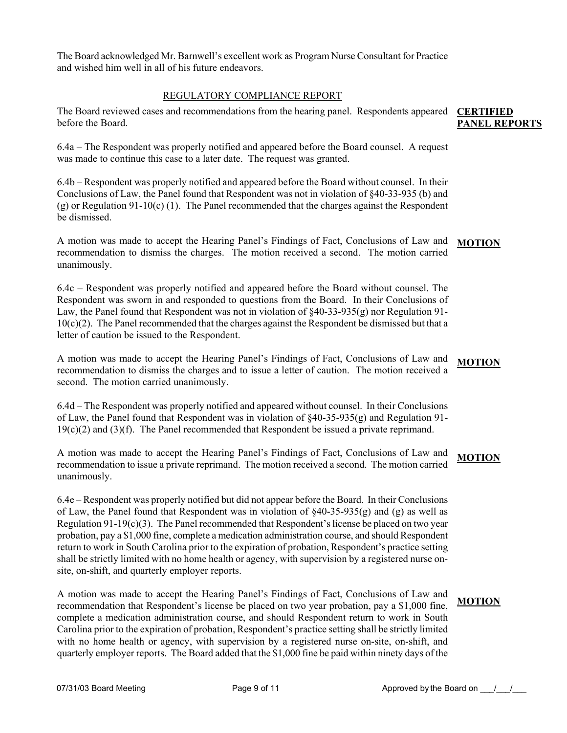The Board acknowledged Mr. Barnwell's excellent work as Program Nurse Consultant for Practice and wished him well in all of his future endeavors.

## REGULATORY COMPLIANCE REPORT

**CERTIFIED PANEL REPORTS**

The Board reviewed cases and recommendations from the hearing panel. Respondents appeared before the Board.

6.4a – The Respondent was properly notified and appeared before the Board counsel. A request was made to continue this case to a later date. The request was granted.

6.4b – Respondent was properly notified and appeared before the Board without counsel. In their Conclusions of Law, the Panel found that Respondent was not in violation of §40-33-935 (b) and (g) or Regulation 91-10(c) (1). The Panel recommended that the charges against the Respondent be dismissed.

**MOTION**

A motion was made to accept the Hearing Panel's Findings of Fact, Conclusions of Law and recommendation to dismiss the charges. The motion received a second. The motion carried unanimously.

6.4c – Respondent was properly notified and appeared before the Board without counsel. The Respondent was sworn in and responded to questions from the Board. In their Conclusions of Law, the Panel found that Respondent was not in violation of §40-33-935(g) nor Regulation 91-10(c)(2). The Panel recommended that the charges against the Respondent be dismissed but that a letter of caution be issued to the Respondent.

**MOTION**

A motion was made to accept the Hearing Panel's Findings of Fact, Conclusions of Law and recommendation to dismiss the charges and to issue a letter of caution. The motion received a second. The motion carried unanimously.

6.4d – The Respondent was properly notified and appeared without counsel. In their Conclusions of Law, the Panel found that Respondent was in violation of §40-35-935(g) and Regulation 91-19(c)(2) and (3)(f). The Panel recommended that Respondent be issued a private reprimand.

**MOTION**

A motion was made to accept the Hearing Panel's Findings of Fact, Conclusions of Law and recommendation to issue a private reprimand. The motion received a second. The motion carried unanimously.

6.4e – Respondent was properly notified but did not appear before the Board. In their Conclusions of Law, the Panel found that Respondent was in violation of §40-35-935(g) and (g) as well as Regulation 91-19(c)(3). The Panel recommended that Respondent's license be placed on two year probation, pay a $1,000 fine, complete a medication administration course, and should Respondent return to work in South Carolina prior to the expiration of probation, Respondent's practice setting shall be strictly limited with no home health or agency, with supervision by a registered nurse on-site, on-shift, and quarterly employer reports.

**MOTION**

A motion was made to accept the Hearing Panel's Findings of Fact, Conclusions of Law and recommendation that Respondent's license be placed on two year probation, pay a $1,000 fine, complete a medication administration course, and should Respondent return to work in South Carolina prior to the expiration of probation, Respondent's practice setting shall be strictly limited with no home health or agency, with supervision by a registered nurse on-site, on-shift, and quarterly employer reports. The Board added that the $1,000 fine be paid within ninety days of the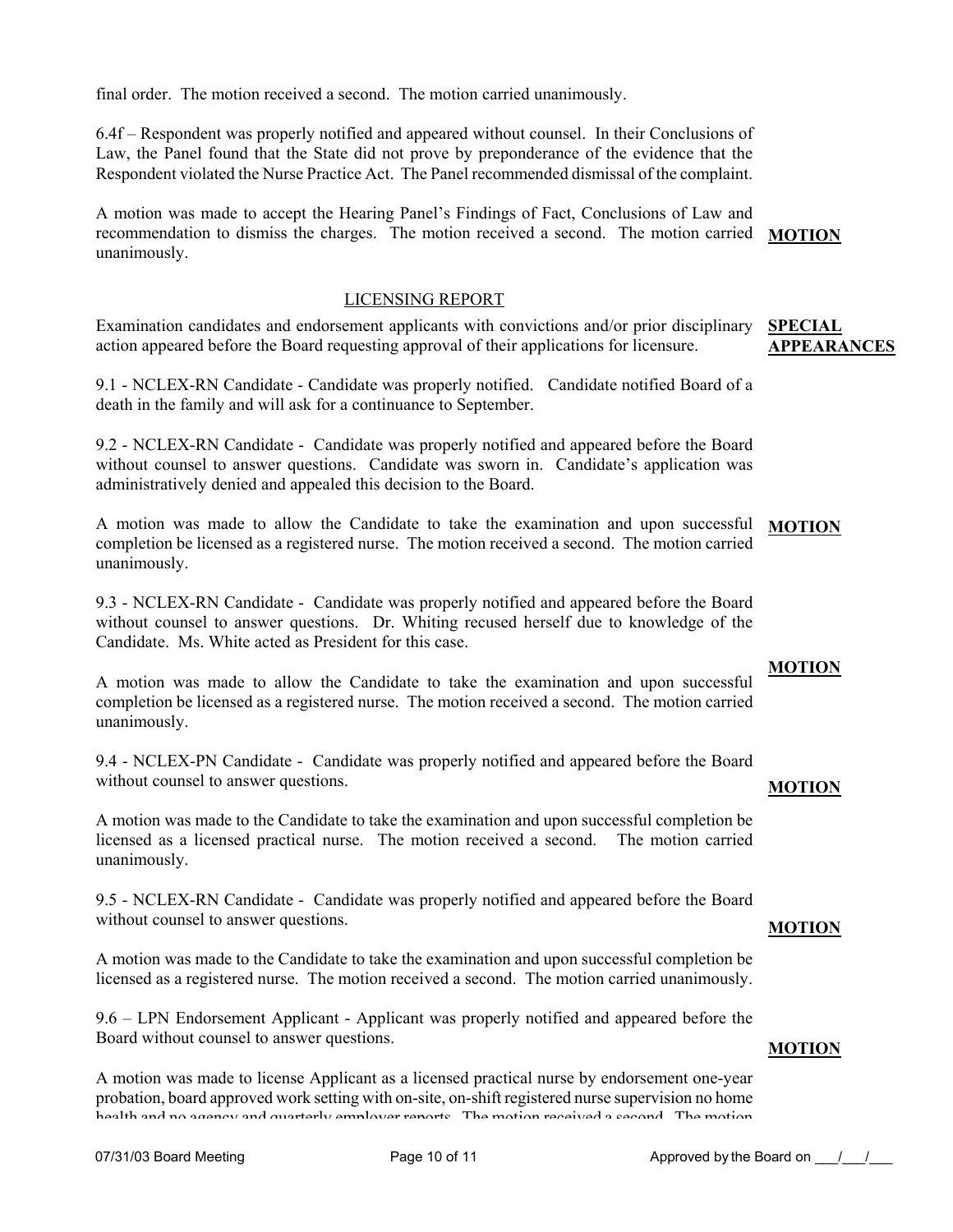final order. The motion received a second. The motion carried unanimously.

6.4f – Respondent was properly notified and appeared without counsel. In their Conclusions of Law, the Panel found that the State did not prove by preponderance of the evidence that the Respondent violated the Nurse Practice Act. The Panel recommended dismissal of the complaint.

A motion was made to accept the Hearing Panel's Findings of Fact, Conclusions of Law and recommendation to dismiss the charges. The motion received a second. The motion carried unanimously. **MOTION**

## LICENSING REPORT

**SPECIAL APPEARANCES**

Examination candidates and endorsement applicants with convictions and/or prior disciplinary action appeared before the Board requesting approval of their applications for licensure.

9.1 - NCLEX-RN Candidate - Candidate was properly notified. Candidate notified Board of a death in the family and will ask for a continuance to September.

9.2 - NCLEX-RN Candidate - Candidate was properly notified and appeared before the Board without counsel to answer questions. Candidate was sworn in. Candidate's application was administratively denied and appealed this decision to the Board.

**MOTION**

A motion was made to allow the Candidate to take the examination and upon successful completion be licensed as a registered nurse. The motion received a second. The motion carried unanimously.

9.3 - NCLEX-RN Candidate - Candidate was properly notified and appeared before the Board without counsel to answer questions. Dr. Whiting recused herself due to knowledge of the Candidate. Ms. White acted as President for this case.

**MOTION**

A motion was made to allow the Candidate to take the examination and upon successful completion be licensed as a registered nurse. The motion received a second. The motion carried unanimously.

9.4 - NCLEX-PN Candidate - Candidate was properly notified and appeared before the Board without counsel to answer questions.

**MOTION**

A motion was made to the Candidate to take the examination and upon successful completion be licensed as a licensed practical nurse. The motion received a second. The motion carried unanimously.

9.5 - NCLEX-RN Candidate - Candidate was properly notified and appeared before the Board without counsel to answer questions.

**MOTION**

A motion was made to the Candidate to take the examination and upon successful completion be licensed as a registered nurse. The motion received a second. The motion carried unanimously.

9.6 – LPN Endorsement Applicant - Applicant was properly notified and appeared before the Board without counsel to answer questions.

**MOTION**

A motion was made to license Applicant as a licensed practical nurse by endorsement one-year probation, board approved work setting with on-site, on-shift registered nurse supervision no home health and no agency and quarterly employer reports. The motion received a second. The motion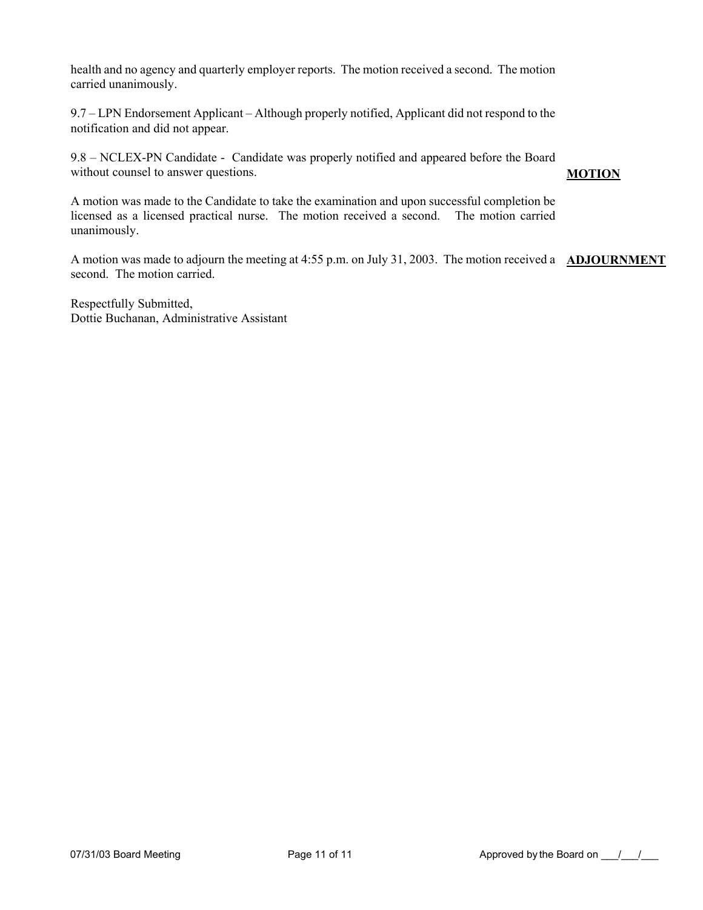health and no agency and quarterly employer reports. The motion received a second. The motion carried unanimously.

9.7 – LPN Endorsement Applicant – Although properly notified, Applicant did not respond to the notification and did not appear.

9.8 – NCLEX-PN Candidate - Candidate was properly notified and appeared before the Board without counsel to answer questions.

**MOTION**

A motion was made to the Candidate to take the examination and upon successful completion be licensed as a licensed practical nurse. The motion received a second. The motion carried unanimously.

**ADJOURNMENT**

A motion was made to adjourn the meeting at 4:55 p.m. on July 31, 2003. The motion received a second. The motion carried.

Respectfully Submitted,
Dottie Buchanan, Administrative Assistant